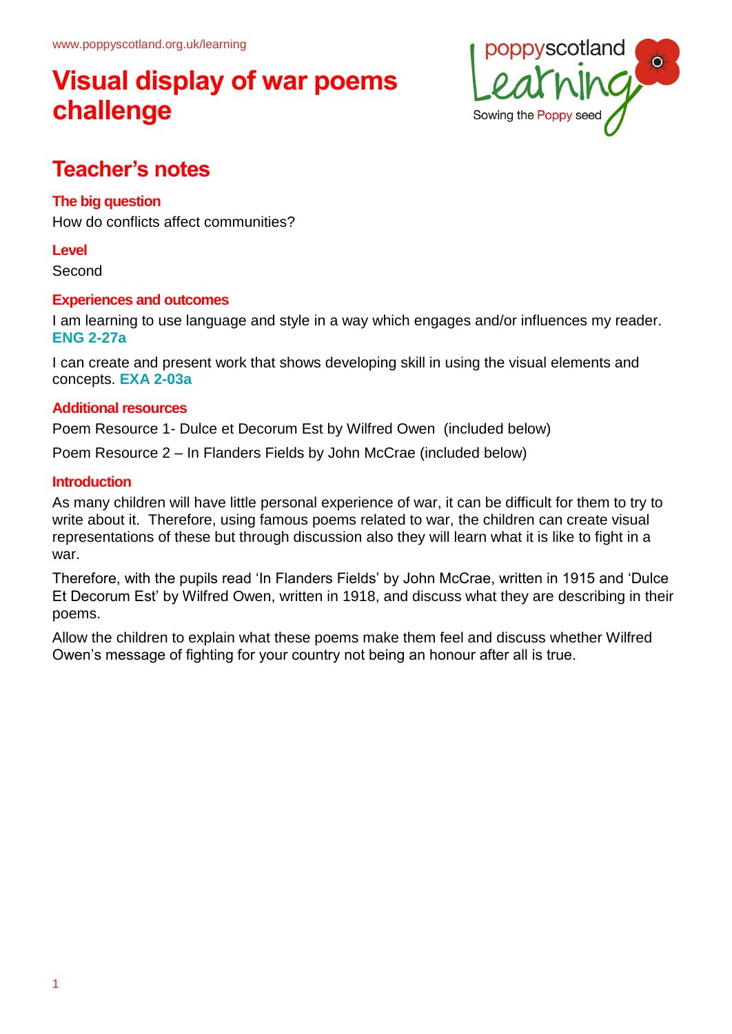www.poppyscotland.org.uk/learning

# Visual display of war poems challenge

## Teacher's notes

### The big question

How do conflicts affect communities?

### Level

Second

### Experiences and outcomes

I am learning to use language and style in a way which engages and/or influences my reader. **ENG 2-27a**

I can create and present work that shows developing skill in using the visual elements and concepts. **EXA 2-03a**

### Additional resources

Poem Resource 1- Dulce et Decorum Est by Wilfred Owen (included below)

Poem Resource 2 – In Flanders Fields by John McCrae (included below)

### Introduction

As many children will have little personal experience of war, it can be difficult for them to try to write about it. Therefore, using famous poems related to war, the children can create visual representations of these but through discussion also they will learn what it is like to fight in a war.

Therefore, with the pupils read 'In Flanders Fields' by John McCrae, written in 1915 and 'Dulce Et Decorum Est' by Wilfred Owen, written in 1918, and discuss what they are describing in their poems.

Allow the children to explain what these poems make them feel and discuss whether Wilfred Owen's message of fighting for your country not being an honour after all is true.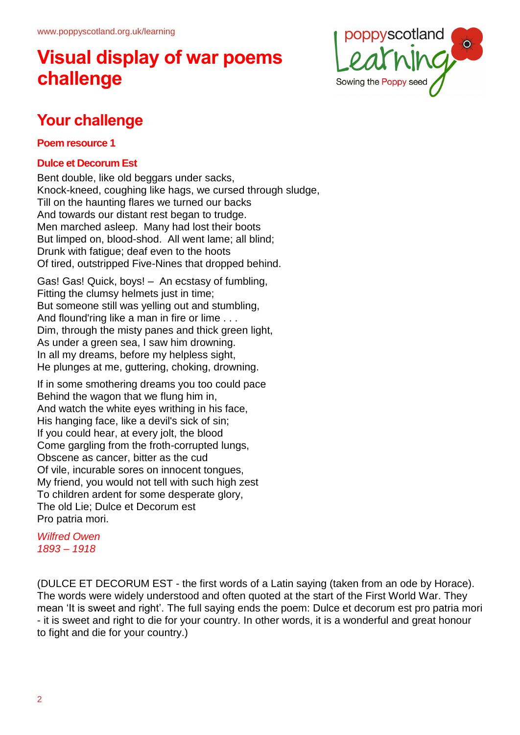www.poppyscotland.org.uk/learning

# Visual display of war poems challenge

## Your challenge

### Poem resource 1

### Dulce et Decorum Est

Bent double, like old beggars under sacks,
Knock-kneed, coughing like hags, we cursed through sludge,
Till on the haunting flares we turned our backs
And towards our distant rest began to trudge.
Men marched asleep. Many had lost their boots
But limped on, blood-shod. All went lame; all blind;
Drunk with fatigue; deaf even to the hoots
Of tired, outstripped Five-Nines that dropped behind.

Gas! Gas! Quick, boys! – An ecstasy of fumbling,
Fitting the clumsy helmets just in time;
But someone still was yelling out and stumbling,
And flound'ring like a man in fire or lime . . .
Dim, through the misty panes and thick green light,
As under a green sea, I saw him drowning.
In all my dreams, before my helpless sight,
He plunges at me, guttering, choking, drowning.

If in some smothering dreams you too could pace
Behind the wagon that we flung him in,
And watch the white eyes writhing in his face,
His hanging face, like a devil's sick of sin;
If you could hear, at every jolt, the blood
Come gargling from the froth-corrupted lungs,
Obscene as cancer, bitter as the cud
Of vile, incurable sores on innocent tongues,
My friend, you would not tell with such high zest
To children ardent for some desperate glory,
The old Lie; Dulce et Decorum est
Pro patria mori.

*Wilfred Owen*
*1893 – 1918*

(DULCE ET DECORUM EST - the first words of a Latin saying (taken from an ode by Horace). The words were widely understood and often quoted at the start of the First World War. They mean 'It is sweet and right'. The full saying ends the poem: Dulce et decorum est pro patria mori - it is sweet and right to die for your country. In other words, it is a wonderful and great honour to fight and die for your country.)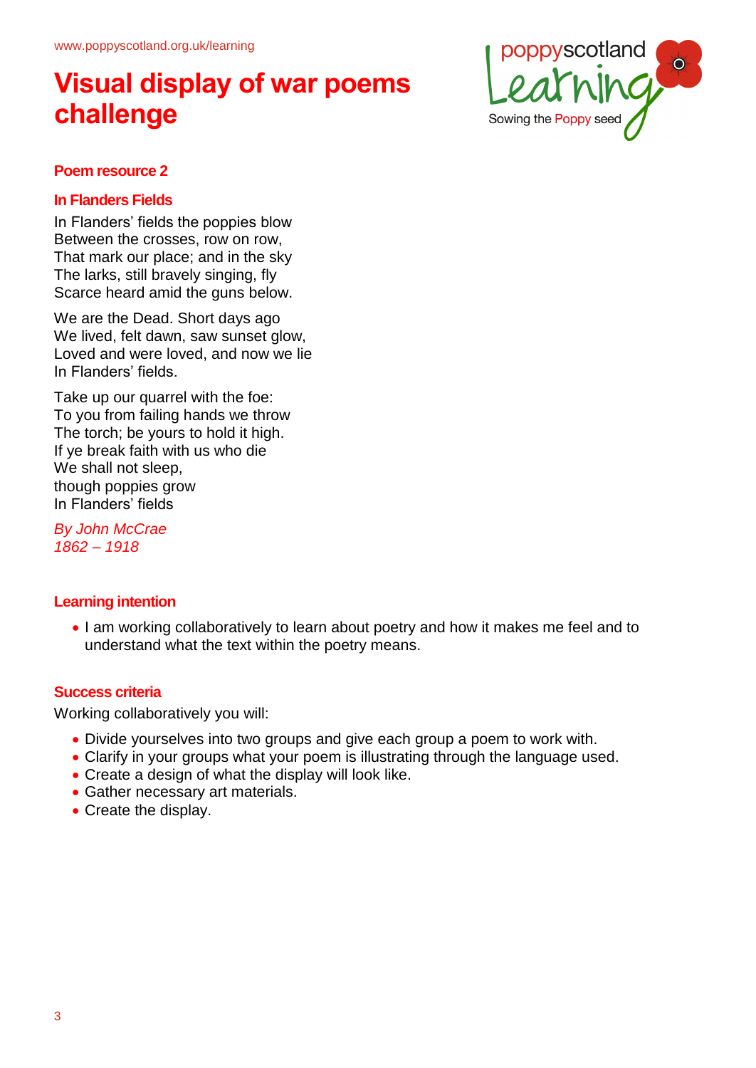www.poppyscotland.org.uk/learning

# Visual display of war poems challenge

poppyscotland Learning
Sowing the Poppy seed

### Poem resource 2

### In Flanders Fields

In Flanders' fields the poppies blow
Between the crosses, row on row,
That mark our place; and in the sky
The larks, still bravely singing, fly
Scarce heard amid the guns below.

We are the Dead. Short days ago
We lived, felt dawn, saw sunset glow,
Loved and were loved, and now we lie
In Flanders' fields.

Take up our quarrel with the foe:
To you from failing hands we throw
The torch; be yours to hold it high.
If ye break faith with us who die
We shall not sleep,
though poppies grow
In Flanders' fields

*By John McCrae*
*1862 – 1918*

### Learning intention

- I am working collaboratively to learn about poetry and how it makes me feel and to understand what the text within the poetry means.

### Success criteria

Working collaboratively you will:

- Divide yourselves into two groups and give each group a poem to work with.
- Clarify in your groups what your poem is illustrating through the language used.
- Create a design of what the display will look like.
- Gather necessary art materials.
- Create the display.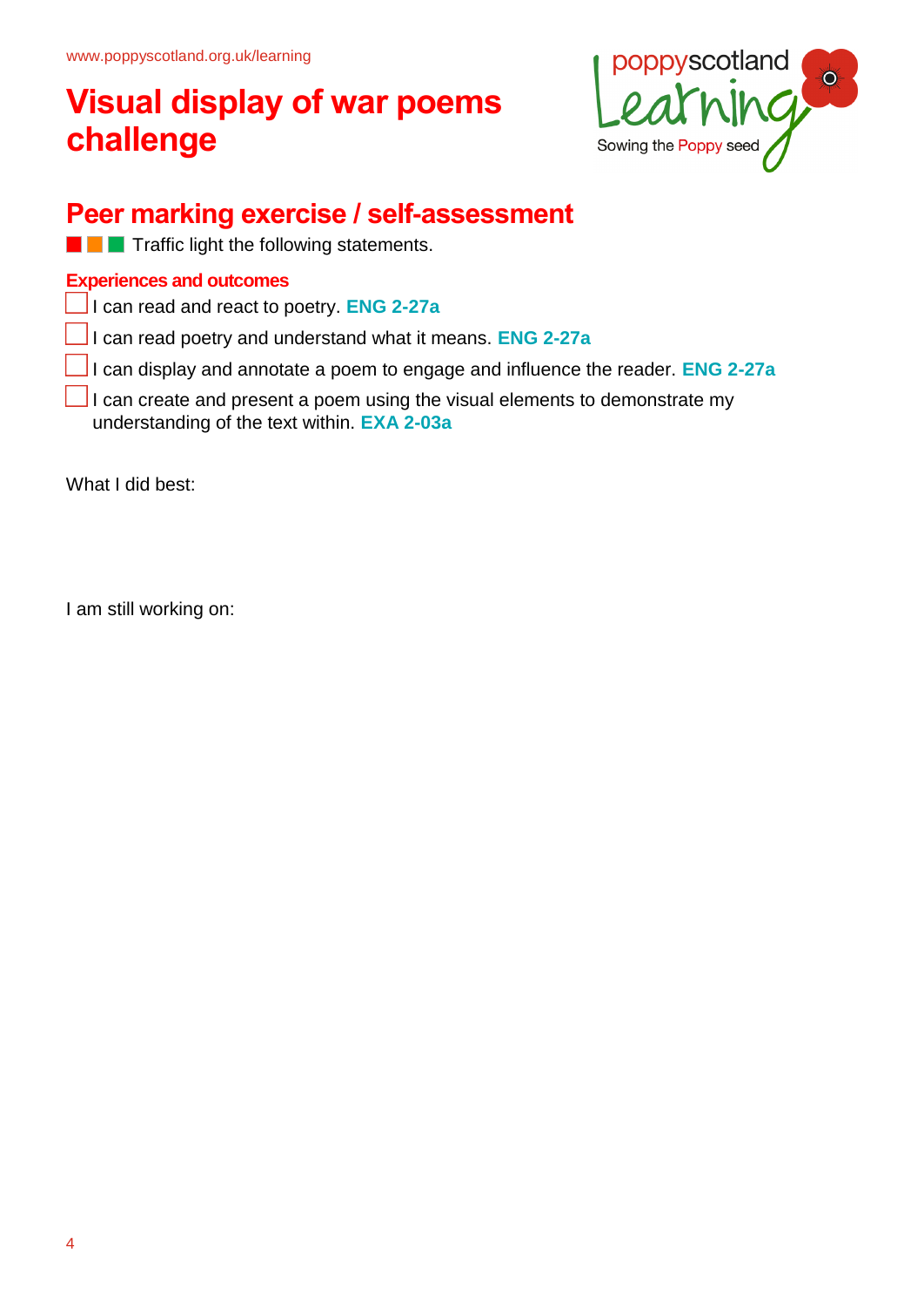www.poppyscotland.org.uk/learning

# Visual display of war poems challenge

poppyscotland Learning
Sowing the Poppy seed

## Peer marking exercise / self-assessment

Traffic light the following statements.

### Experiences and outcomes

- ☐ I can read and react to poetry. **ENG 2-27a**
- ☐ I can read poetry and understand what it means. **ENG 2-27a**
- ☐ I can display and annotate a poem to engage and influence the reader. **ENG 2-27a**
- ☐ I can create and present a poem using the visual elements to demonstrate my understanding of the text within. **EXA 2-03a**

What I did best:

I am still working on: